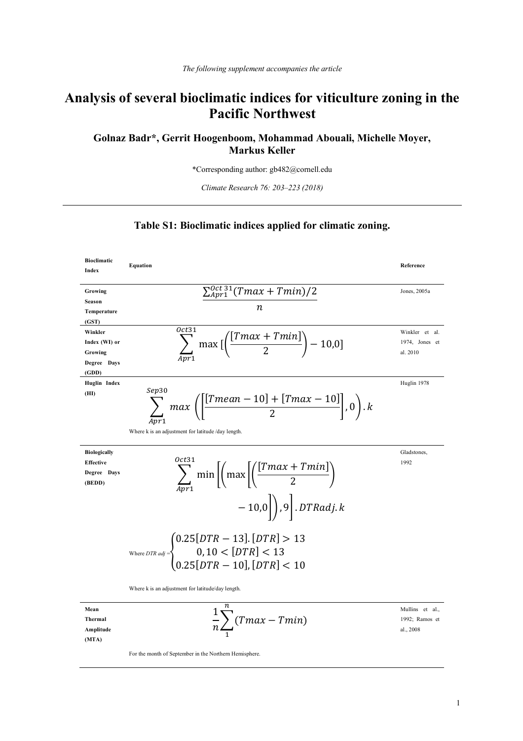*The following supplement accompanies the article*

# Analysis of several bioclimatic indices for viticulture zoning in the Pacific Northwest

**Golnaz Badr\*, Gerrit Hoogenboom, Mohammad Abouali, Michelle Moyer, Markus Keller**

\*Corresponding author: gb482@cornell.edu

*Climate Research 76: 203–223 (2018)*

## Table S1: Bioclimatic indices applied for climatic zoning.

| Bioclimatic Index | Equation | Reference |
|---|---|---|
| **Growing Season Temperature (GST)** | $$\frac{\sum_{Apr1}^{Oct\ 31}(Tmax + Tmin)/2}{n}$$ | Jones, 2005a |
| **Winkler Index (WI) or Growing Degree Days (GDD)** | $$\sum_{Apr1}^{Oct31} \max\left[\left(\frac{[Tmax + Tmin]}{2}\right) - 10{,}0\right]$$ | Winkler et al. 1974, Jones et al. 2010 |
| **Huglin Index (HI)** | $$\sum_{Apr1}^{Sep30} max\left(\left[\frac{[Tmean - 10] + [Tmax - 10]}{2}\right], 0\right).k$$ Where k is an adjustment for latitude /day length. | Huglin 1978 |
| **Biologically Effective Degree Days (BEDD)** | $$\sum_{Apr1}^{Oct31} \min\left[\left(\max\left[\left(\frac{[Tmax + Tmin]}{2}\right) - 10{,}0\right]\right), 9\right].DTRadj.k$$ Where $DTR\ adj = \begin{cases} 0.25[DTR - 13].[DTR] > 13 \\ 0, 10 < [DTR] < 13 \\ 0.25[DTR - 10], [DTR] < 10 \end{cases}$ Where k is an adjustment for latitude/day length. | Gladstones, 1992 |
| **Mean Thermal Amplitude (MTA)** | $$\frac{1}{n}\sum_{1}^{n}(Tmax - Tmin)$$ For the month of September in the Northern Hemisphere. | Mullins et al., 1992; Ramos et al., 2008 |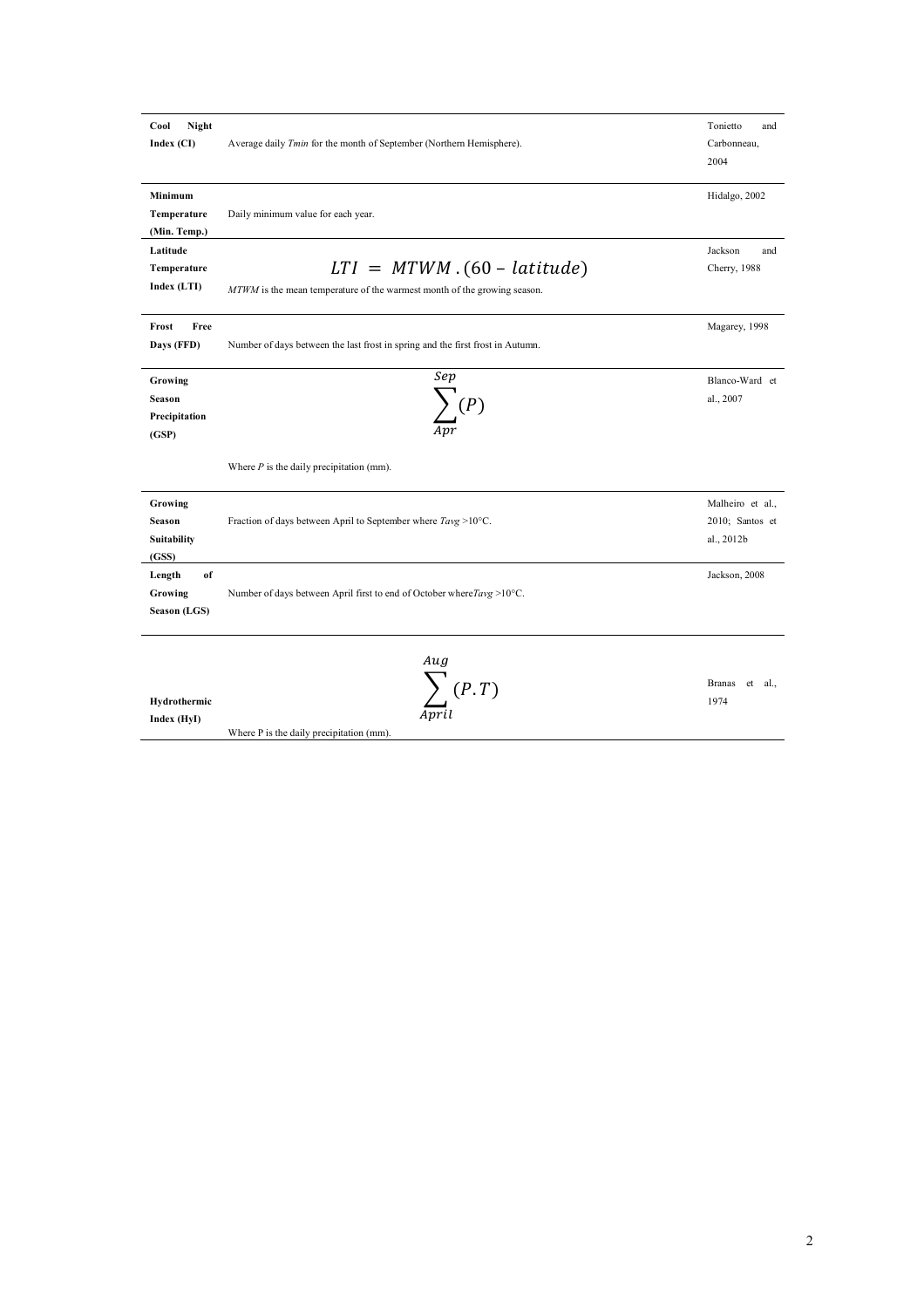| | | |
|---|---|---|
| **Cool Night Index (CI)** | Average daily *Tmin* for the month of September (Northern Hemisphere). | Tonietto and Carbonneau, 2004 |
| **Minimum Temperature (Min. Temp.)** | Daily minimum value for each year. | Hidalgo, 2002 |
| **Latitude Temperature Index (LTI)** | $LTI = MTWM . (60 - latitude)$ <br> *MTWM* is the mean temperature of the warmest month of the growing season. | Jackson and Cherry, 1988 |
| **Frost Free Days (FFD)** | Number of days between the last frost in spring and the first frost in Autumn. | Magarey, 1998 |
| **Growing Season Precipitation (GSP)** | $\sum_{Apr}^{Sep} (P)$ <br> Where *P* is the daily precipitation (mm). | Blanco-Ward et al., 2007 |
| **Growing Season Suitability (GSS)** | Fraction of days between April to September where *Tavg* >10°C. | Malheiro et al., 2010; Santos et al., 2012b |
| **Length of Growing Season (LGS)** | Number of days between April first to end of October where*Tavg* >10°C. | Jackson, 2008 |
| **Hydrothermic Index (HyI)** | $\sum_{April}^{Aug} (P.T)$ <br> Where P is the daily precipitation (mm). | Branas et al., 1974 |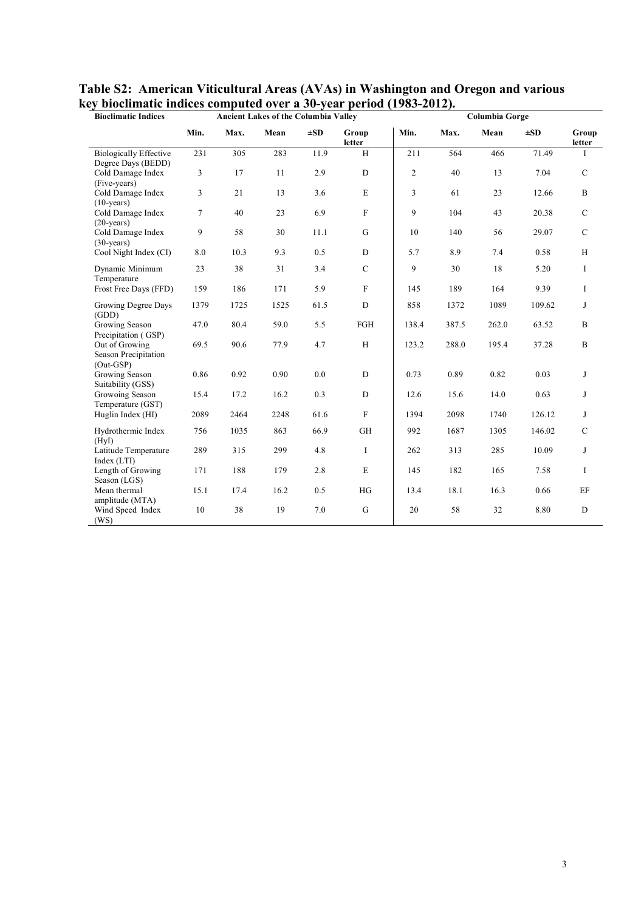**Table S2: American Viticultural Areas (AVAs) in Washington and Oregon and various key bioclimatic indices computed over a 30-year period (1983-2012).**

| Bioclimatic Indices | Ancient Lakes of the Columbia Valley | | | | | Columbia Gorge | | | | |
|---|---|---|---|---|---|---|---|---|---|---|
| | Min. | Max. | Mean | ±SD | Group letter | Min. | Max. | Mean | ±SD | Group letter |
| Biologically Effective Degree Days (BEDD) | 231 | 305 | 283 | 11.9 | H | 211 | 564 | 466 | 71.49 | I |
| Cold Damage Index (Five-years) | 3 | 17 | 11 | 2.9 | D | 2 | 40 | 13 | 7.04 | C |
| Cold Damage Index (10-years) | 3 | 21 | 13 | 3.6 | E | 3 | 61 | 23 | 12.66 | B |
| Cold Damage Index (20-years) | 7 | 40 | 23 | 6.9 | F | 9 | 104 | 43 | 20.38 | C |
| Cold Damage Index (30-years) | 9 | 58 | 30 | 11.1 | G | 10 | 140 | 56 | 29.07 | C |
| Cool Night Index (CI) | 8.0 | 10.3 | 9.3 | 0.5 | D | 5.7 | 8.9 | 7.4 | 0.58 | H |
| Dynamic Minimum Temperature | 23 | 38 | 31 | 3.4 | C | 9 | 30 | 18 | 5.20 | I |
| Frost Free Days (FFD) | 159 | 186 | 171 | 5.9 | F | 145 | 189 | 164 | 9.39 | I |
| Growing Degree Days (GDD) | 1379 | 1725 | 1525 | 61.5 | D | 858 | 1372 | 1089 | 109.62 | J |
| Growing Season Precipitation ( GSP) | 47.0 | 80.4 | 59.0 | 5.5 | FGH | 138.4 | 387.5 | 262.0 | 63.52 | B |
| Out of Growing Season Precipitation (Out-GSP) | 69.5 | 90.6 | 77.9 | 4.7 | H | 123.2 | 288.0 | 195.4 | 37.28 | B |
| Growing Season Suitability (GSS) | 0.86 | 0.92 | 0.90 | 0.0 | D | 0.73 | 0.89 | 0.82 | 0.03 | J |
| Growoing Season Temperature (GST) | 15.4 | 17.2 | 16.2 | 0.3 | D | 12.6 | 15.6 | 14.0 | 0.63 | J |
| Huglin Index (HI) | 2089 | 2464 | 2248 | 61.6 | F | 1394 | 2098 | 1740 | 126.12 | J |
| Hydrothermic Index (HyI) | 756 | 1035 | 863 | 66.9 | GH | 992 | 1687 | 1305 | 146.02 | C |
| Latitude Temperature Index (LTI) | 289 | 315 | 299 | 4.8 | I | 262 | 313 | 285 | 10.09 | J |
| Length of Growing Season (LGS) | 171 | 188 | 179 | 2.8 | E | 145 | 182 | 165 | 7.58 | I |
| Mean thermal amplitude (MTA) | 15.1 | 17.4 | 16.2 | 0.5 | HG | 13.4 | 18.1 | 16.3 | 0.66 | EF |
| Wind Speed Index (WS) | 10 | 38 | 19 | 7.0 | G | 20 | 58 | 32 | 8.80 | D |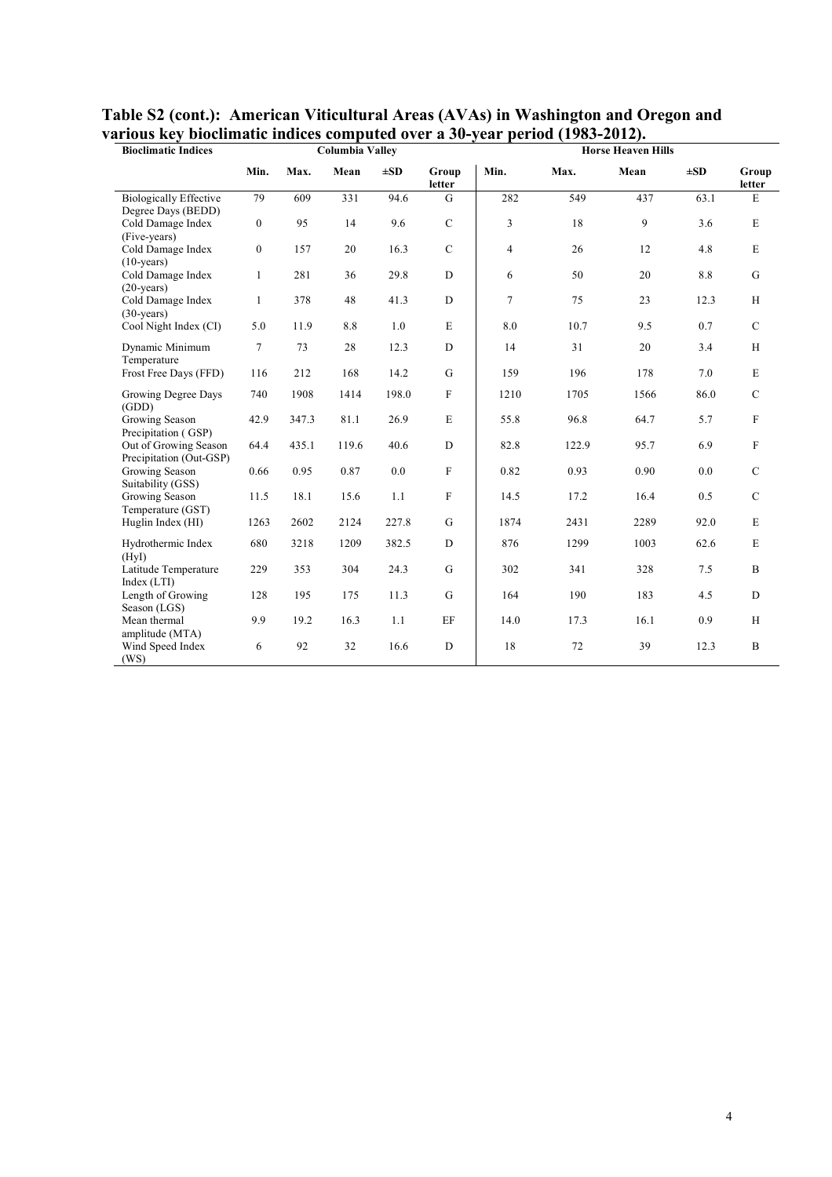**Table S2 (cont.): American Viticultural Areas (AVAs) in Washington and Oregon and various key bioclimatic indices computed over a 30-year period (1983-2012).**

| Bioclimatic Indices | Columbia Valley | | | | | Horse Heaven Hills | | | | |
|---|---|---|---|---|---|---|---|---|---|---|
| | Min. | Max. | Mean | ±SD | Group letter | Min. | Max. | Mean | ±SD | Group letter |
| Biologically Effective Degree Days (BEDD) | 79 | 609 | 331 | 94.6 | G | 282 | 549 | 437 | 63.1 | E |
| Cold Damage Index (Five-years) | 0 | 95 | 14 | 9.6 | C | 3 | 18 | 9 | 3.6 | E |
| Cold Damage Index (10-years) | 0 | 157 | 20 | 16.3 | C | 4 | 26 | 12 | 4.8 | E |
| Cold Damage Index (20-years) | 1 | 281 | 36 | 29.8 | D | 6 | 50 | 20 | 8.8 | G |
| Cold Damage Index (30-years) | 1 | 378 | 48 | 41.3 | D | 7 | 75 | 23 | 12.3 | H |
| Cool Night Index (CI) | 5.0 | 11.9 | 8.8 | 1.0 | E | 8.0 | 10.7 | 9.5 | 0.7 | C |
| Dynamic Minimum Temperature | 7 | 73 | 28 | 12.3 | D | 14 | 31 | 20 | 3.4 | H |
| Frost Free Days (FFD) | 116 | 212 | 168 | 14.2 | G | 159 | 196 | 178 | 7.0 | E |
| Growing Degree Days (GDD) | 740 | 1908 | 1414 | 198.0 | F | 1210 | 1705 | 1566 | 86.0 | C |
| Growing Season Precipitation ( GSP) | 42.9 | 347.3 | 81.1 | 26.9 | E | 55.8 | 96.8 | 64.7 | 5.7 | F |
| Out of Growing Season Precipitation (Out-GSP) | 64.4 | 435.1 | 119.6 | 40.6 | D | 82.8 | 122.9 | 95.7 | 6.9 | F |
| Growing Season Suitability (GSS) | 0.66 | 0.95 | 0.87 | 0.0 | F | 0.82 | 0.93 | 0.90 | 0.0 | C |
| Growing Season Temperature (GST) | 11.5 | 18.1 | 15.6 | 1.1 | F | 14.5 | 17.2 | 16.4 | 0.5 | C |
| Huglin Index (HI) | 1263 | 2602 | 2124 | 227.8 | G | 1874 | 2431 | 2289 | 92.0 | E |
| Hydrothermic Index (HyI) | 680 | 3218 | 1209 | 382.5 | D | 876 | 1299 | 1003 | 62.6 | E |
| Latitude Temperature Index (LTI) | 229 | 353 | 304 | 24.3 | G | 302 | 341 | 328 | 7.5 | B |
| Length of Growing Season (LGS) | 128 | 195 | 175 | 11.3 | G | 164 | 190 | 183 | 4.5 | D |
| Mean thermal amplitude (MTA) | 9.9 | 19.2 | 16.3 | 1.1 | EF | 14.0 | 17.3 | 16.1 | 0.9 | H |
| Wind Speed Index (WS) | 6 | 92 | 32 | 16.6 | D | 18 | 72 | 39 | 12.3 | B |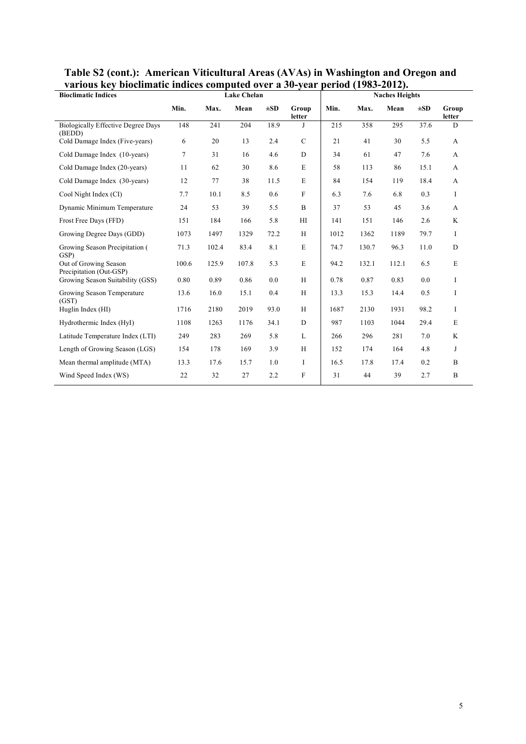**Table S2 (cont.): American Viticultural Areas (AVAs) in Washington and Oregon and various key bioclimatic indices computed over a 30-year period (1983-2012).**

| Bioclimatic Indices | Lake Chelan | | | | | Naches Heights | | | | |
|---|---|---|---|---|---|---|---|---|---|---|
| | Min. | Max. | Mean | ±SD | Group letter | Min. | Max. | Mean | ±SD | Group letter |
| Biologically Effective Degree Days (BEDD) | 148 | 241 | 204 | 18.9 | J | 215 | 358 | 295 | 37.6 | D |
| Cold Damage Index (Five-years) | 6 | 20 | 13 | 2.4 | C | 21 | 41 | 30 | 5.5 | A |
| Cold Damage Index (10-years) | 7 | 31 | 16 | 4.6 | D | 34 | 61 | 47 | 7.6 | A |
| Cold Damage Index (20-years) | 11 | 62 | 30 | 8.6 | E | 58 | 113 | 86 | 15.1 | A |
| Cold Damage Index (30-years) | 12 | 77 | 38 | 11.5 | E | 84 | 154 | 119 | 18.4 | A |
| Cool Night Index (CI) | 7.7 | 10.1 | 8.5 | 0.6 | F | 6.3 | 7.6 | 6.8 | 0.3 | I |
| Dynamic Minimum Temperature | 24 | 53 | 39 | 5.5 | B | 37 | 53 | 45 | 3.6 | A |
| Frost Free Days (FFD) | 151 | 184 | 166 | 5.8 | HI | 141 | 151 | 146 | 2.6 | K |
| Growing Degree Days (GDD) | 1073 | 1497 | 1329 | 72.2 | H | 1012 | 1362 | 1189 | 79.7 | I |
| Growing Season Precipitation (GSP) | 71.3 | 102.4 | 83.4 | 8.1 | E | 74.7 | 130.7 | 96.3 | 11.0 | D |
| Out of Growing Season Precipitation (Out-GSP) | 100.6 | 125.9 | 107.8 | 5.3 | E | 94.2 | 132.1 | 112.1 | 6.5 | E |
| Growing Season Suitability (GSS) | 0.80 | 0.89 | 0.86 | 0.0 | H | 0.78 | 0.87 | 0.83 | 0.0 | I |
| Growing Season Temperature (GST) | 13.6 | 16.0 | 15.1 | 0.4 | H | 13.3 | 15.3 | 14.4 | 0.5 | I |
| Huglin Index (HI) | 1716 | 2180 | 2019 | 93.0 | H | 1687 | 2130 | 1931 | 98.2 | I |
| Hydrothermic Index (HyI) | 1108 | 1263 | 1176 | 34.1 | D | 987 | 1103 | 1044 | 29.4 | E |
| Latitude Temperature Index (LTI) | 249 | 283 | 269 | 5.8 | L | 266 | 296 | 281 | 7.0 | K |
| Length of Growing Season (LGS) | 154 | 178 | 169 | 3.9 | H | 152 | 174 | 164 | 4.8 | J |
| Mean thermal amplitude (MTA) | 13.3 | 17.6 | 15.7 | 1.0 | I | 16.5 | 17.8 | 17.4 | 0.2 | B |
| Wind Speed Index (WS) | 22 | 32 | 27 | 2.2 | F | 31 | 44 | 39 | 2.7 | B |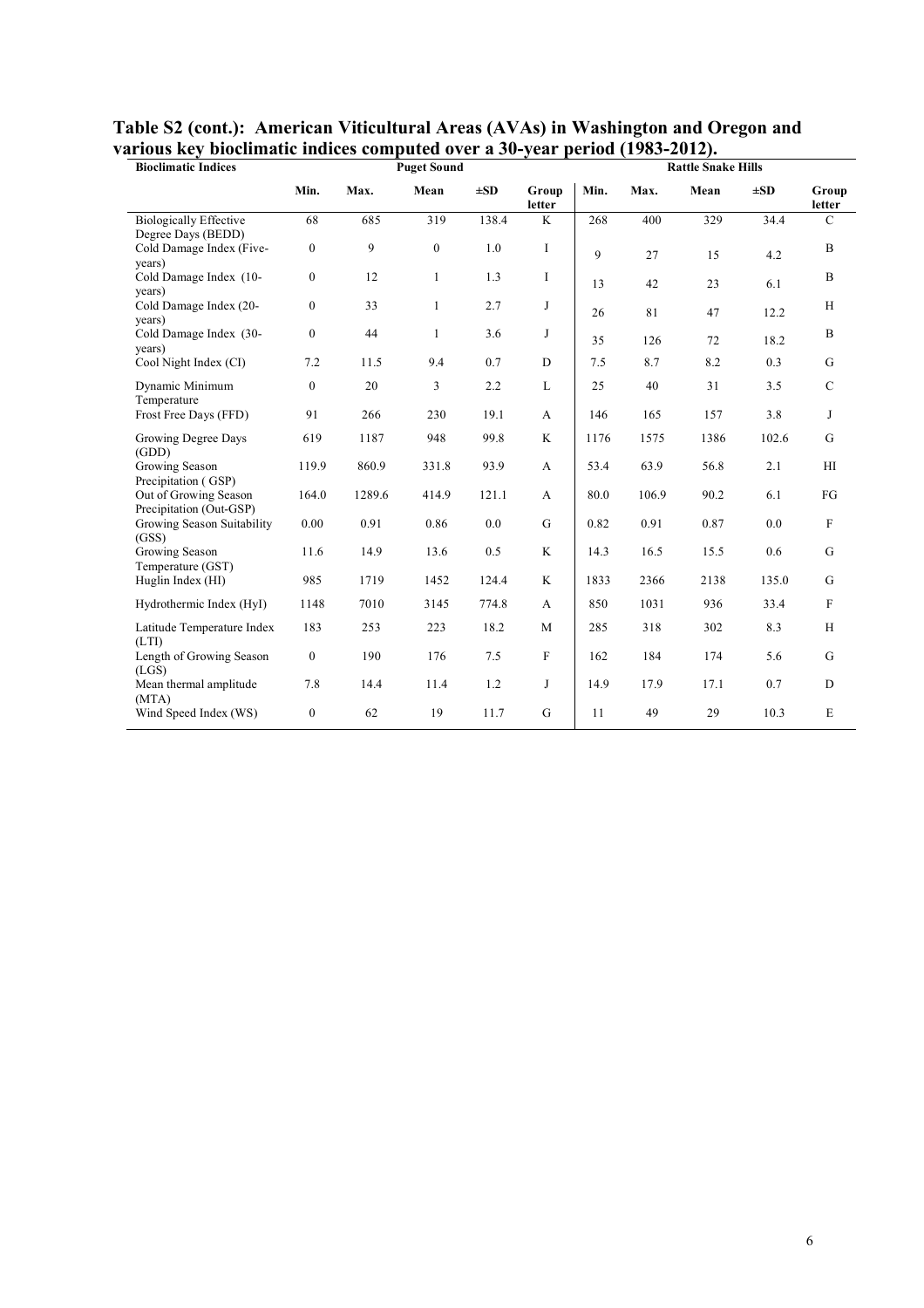**Table S2 (cont.): American Viticultural Areas (AVAs) in Washington and Oregon and various key bioclimatic indices computed over a 30-year period (1983-2012).**

| Bioclimatic Indices | Puget Sound | | | | | Rattle Snake Hills | | | | |
|---|---|---|---|---|---|---|---|---|---|---|
| | Min. | Max. | Mean | ±SD | Group letter | Min. | Max. | Mean | ±SD | Group letter |
| Biologically Effective Degree Days (BEDD) | 68 | 685 | 319 | 138.4 | K | 268 | 400 | 329 | 34.4 | C |
| Cold Damage Index (Five-years) | 0 | 9 | 0 | 1.0 | I | 9 | 27 | 15 | 4.2 | B |
| Cold Damage Index (10-years) | 0 | 12 | 1 | 1.3 | I | 13 | 42 | 23 | 6.1 | B |
| Cold Damage Index (20-years) | 0 | 33 | 1 | 2.7 | J | 26 | 81 | 47 | 12.2 | H |
| Cold Damage Index (30-years) | 0 | 44 | 1 | 3.6 | J | 35 | 126 | 72 | 18.2 | B |
| Cool Night Index (CI) | 7.2 | 11.5 | 9.4 | 0.7 | D | 7.5 | 8.7 | 8.2 | 0.3 | G |
| Dynamic Minimum Temperature | 0 | 20 | 3 | 2.2 | L | 25 | 40 | 31 | 3.5 | C |
| Frost Free Days (FFD) | 91 | 266 | 230 | 19.1 | A | 146 | 165 | 157 | 3.8 | J |
| Growing Degree Days (GDD) | 619 | 1187 | 948 | 99.8 | K | 1176 | 1575 | 1386 | 102.6 | G |
| Growing Season Precipitation ( GSP) | 119.9 | 860.9 | 331.8 | 93.9 | A | 53.4 | 63.9 | 56.8 | 2.1 | HI |
| Out of Growing Season Precipitation (Out-GSP) | 164.0 | 1289.6 | 414.9 | 121.1 | A | 80.0 | 106.9 | 90.2 | 6.1 | FG |
| Growing Season Suitability (GSS) | 0.00 | 0.91 | 0.86 | 0.0 | G | 0.82 | 0.91 | 0.87 | 0.0 | F |
| Growing Season Temperature (GST) | 11.6 | 14.9 | 13.6 | 0.5 | K | 14.3 | 16.5 | 15.5 | 0.6 | G |
| Huglin Index (HI) | 985 | 1719 | 1452 | 124.4 | K | 1833 | 2366 | 2138 | 135.0 | G |
| Hydrothermic Index (HyI) | 1148 | 7010 | 3145 | 774.8 | A | 850 | 1031 | 936 | 33.4 | F |
| Latitude Temperature Index (LTI) | 183 | 253 | 223 | 18.2 | M | 285 | 318 | 302 | 8.3 | H |
| Length of Growing Season (LGS) | 0 | 190 | 176 | 7.5 | F | 162 | 184 | 174 | 5.6 | G |
| Mean thermal amplitude (MTA) | 7.8 | 14.4 | 11.4 | 1.2 | J | 14.9 | 17.9 | 17.1 | 0.7 | D |
| Wind Speed Index (WS) | 0 | 62 | 19 | 11.7 | G | 11 | 49 | 29 | 10.3 | E |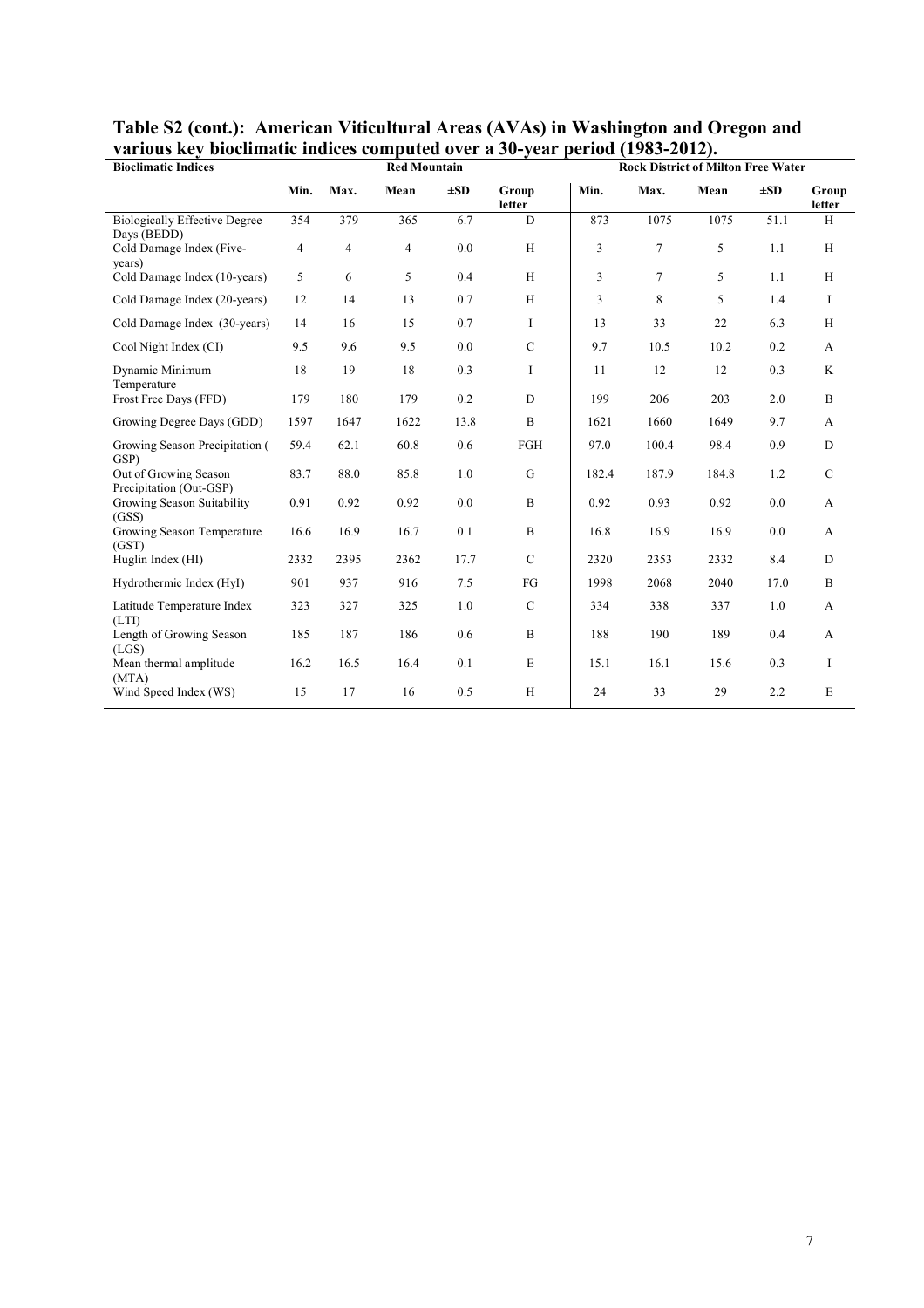**Table S2 (cont.): American Viticultural Areas (AVAs) in Washington and Oregon and various key bioclimatic indices computed over a 30-year period (1983-2012).**

| Bioclimatic Indices | Red Mountain | | | | | Rock District of Milton Free Water | | | | |
|---|---|---|---|---|---|---|---|---|---|---|
| | Min. | Max. | Mean | ±SD | Group letter | Min. | Max. | Mean | ±SD | Group letter |
| Biologically Effective Degree Days (BEDD) | 354 | 379 | 365 | 6.7 | D | 873 | 1075 | 1075 | 51.1 | H |
| Cold Damage Index (Five-years) | 4 | 4 | 4 | 0.0 | H | 3 | 7 | 5 | 1.1 | H |
| Cold Damage Index (10-years) | 5 | 6 | 5 | 0.4 | H | 3 | 7 | 5 | 1.1 | H |
| Cold Damage Index (20-years) | 12 | 14 | 13 | 0.7 | H | 3 | 8 | 5 | 1.4 | I |
| Cold Damage Index (30-years) | 14 | 16 | 15 | 0.7 | I | 13 | 33 | 22 | 6.3 | H |
| Cool Night Index (CI) | 9.5 | 9.6 | 9.5 | 0.0 | C | 9.7 | 10.5 | 10.2 | 0.2 | A |
| Dynamic Minimum Temperature | 18 | 19 | 18 | 0.3 | I | 11 | 12 | 12 | 0.3 | K |
| Frost Free Days (FFD) | 179 | 180 | 179 | 0.2 | D | 199 | 206 | 203 | 2.0 | B |
| Growing Degree Days (GDD) | 1597 | 1647 | 1622 | 13.8 | B | 1621 | 1660 | 1649 | 9.7 | A |
| Growing Season Precipitation (GSP) | 59.4 | 62.1 | 60.8 | 0.6 | FGH | 97.0 | 100.4 | 98.4 | 0.9 | D |
| Out of Growing Season Precipitation (Out-GSP) | 83.7 | 88.0 | 85.8 | 1.0 | G | 182.4 | 187.9 | 184.8 | 1.2 | C |
| Growing Season Suitability (GSS) | 0.91 | 0.92 | 0.92 | 0.0 | B | 0.92 | 0.93 | 0.92 | 0.0 | A |
| Growing Season Temperature (GST) | 16.6 | 16.9 | 16.7 | 0.1 | B | 16.8 | 16.9 | 16.9 | 0.0 | A |
| Huglin Index (HI) | 2332 | 2395 | 2362 | 17.7 | C | 2320 | 2353 | 2332 | 8.4 | D |
| Hydrothermic Index (HyI) | 901 | 937 | 916 | 7.5 | FG | 1998 | 2068 | 2040 | 17.0 | B |
| Latitude Temperature Index (LTI) | 323 | 327 | 325 | 1.0 | C | 334 | 338 | 337 | 1.0 | A |
| Length of Growing Season (LGS) | 185 | 187 | 186 | 0.6 | B | 188 | 190 | 189 | 0.4 | A |
| Mean thermal amplitude (MTA) | 16.2 | 16.5 | 16.4 | 0.1 | E | 15.1 | 16.1 | 15.6 | 0.3 | I |
| Wind Speed Index (WS) | 15 | 17 | 16 | 0.5 | H | 24 | 33 | 29 | 2.2 | E |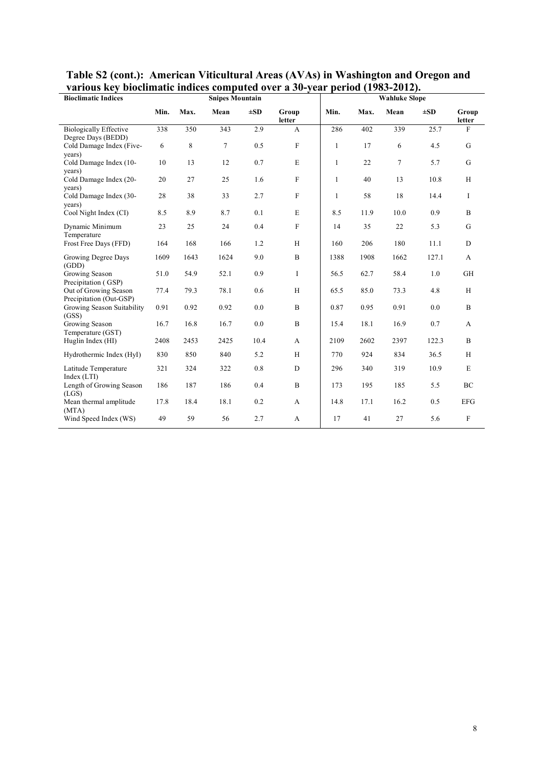**Table S2 (cont.): American Viticultural Areas (AVAs) in Washington and Oregon and various key bioclimatic indices computed over a 30-year period (1983-2012).**

| Bioclimatic Indices | Snipes Mountain | | | | | Wahluke Slope | | | | |
|---|---|---|---|---|---|---|---|---|---|---|
| | Min. | Max. | Mean | ±SD | Group letter | Min. | Max. | Mean | ±SD | Group letter |
| Biologically Effective Degree Days (BEDD) | 338 | 350 | 343 | 2.9 | A | 286 | 402 | 339 | 25.7 | F |
| Cold Damage Index (Five-years) | 6 | 8 | 7 | 0.5 | F | 1 | 17 | 6 | 4.5 | G |
| Cold Damage Index (10-years) | 10 | 13 | 12 | 0.7 | E | 1 | 22 | 7 | 5.7 | G |
| Cold Damage Index (20-years) | 20 | 27 | 25 | 1.6 | F | 1 | 40 | 13 | 10.8 | H |
| Cold Damage Index (30-years) | 28 | 38 | 33 | 2.7 | F | 1 | 58 | 18 | 14.4 | I |
| Cool Night Index (CI) | 8.5 | 8.9 | 8.7 | 0.1 | E | 8.5 | 11.9 | 10.0 | 0.9 | B |
| Dynamic Minimum Temperature | 23 | 25 | 24 | 0.4 | F | 14 | 35 | 22 | 5.3 | G |
| Frost Free Days (FFD) | 164 | 168 | 166 | 1.2 | H | 160 | 206 | 180 | 11.1 | D |
| Growing Degree Days (GDD) | 1609 | 1643 | 1624 | 9.0 | B | 1388 | 1908 | 1662 | 127.1 | A |
| Growing Season Precipitation ( GSP) | 51.0 | 54.9 | 52.1 | 0.9 | I | 56.5 | 62.7 | 58.4 | 1.0 | GH |
| Out of Growing Season Precipitation (Out-GSP) | 77.4 | 79.3 | 78.1 | 0.6 | H | 65.5 | 85.0 | 73.3 | 4.8 | H |
| Growing Season Suitability (GSS) | 0.91 | 0.92 | 0.92 | 0.0 | B | 0.87 | 0.95 | 0.91 | 0.0 | B |
| Growing Season Temperature (GST) | 16.7 | 16.8 | 16.7 | 0.0 | B | 15.4 | 18.1 | 16.9 | 0.7 | A |
| Huglin Index (HI) | 2408 | 2453 | 2425 | 10.4 | A | 2109 | 2602 | 2397 | 122.3 | B |
| Hydrothermic Index (HyI) | 830 | 850 | 840 | 5.2 | H | 770 | 924 | 834 | 36.5 | H |
| Latitude Temperature Index (LTI) | 321 | 324 | 322 | 0.8 | D | 296 | 340 | 319 | 10.9 | E |
| Length of Growing Season (LGS) | 186 | 187 | 186 | 0.4 | B | 173 | 195 | 185 | 5.5 | BC |
| Mean thermal amplitude (MTA) | 17.8 | 18.4 | 18.1 | 0.2 | A | 14.8 | 17.1 | 16.2 | 0.5 | EFG |
| Wind Speed Index (WS) | 49 | 59 | 56 | 2.7 | A | 17 | 41 | 27 | 5.6 | F |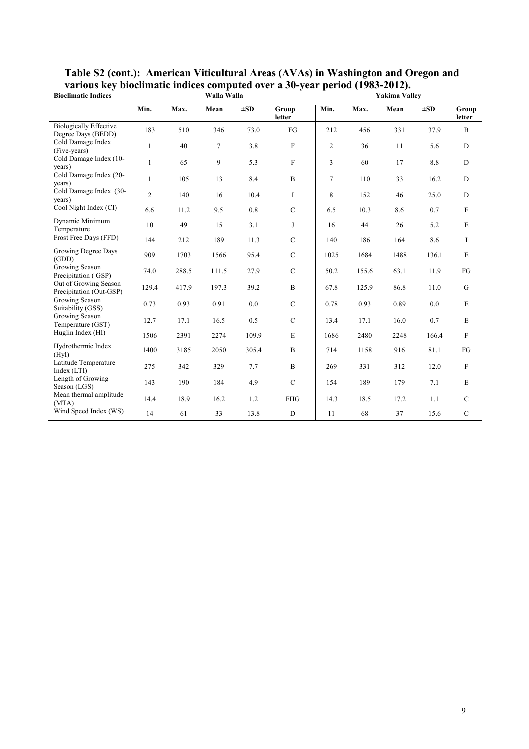**Table S2 (cont.): American Viticultural Areas (AVAs) in Washington and Oregon and various key bioclimatic indices computed over a 30-year period (1983-2012).**

| Bioclimatic Indices | Walla Walla | | | | | Yakima Valley | | | | |
|---|---|---|---|---|---|---|---|---|---|---|
| | Min. | Max. | Mean | ±SD | Group letter | Min. | Max. | Mean | ±SD | Group letter |
| Biologically Effective Degree Days (BEDD) | 183 | 510 | 346 | 73.0 | FG | 212 | 456 | 331 | 37.9 | B |
| Cold Damage Index (Five-years) | 1 | 40 | 7 | 3.8 | F | 2 | 36 | 11 | 5.6 | D |
| Cold Damage Index (10-years) | 1 | 65 | 9 | 5.3 | F | 3 | 60 | 17 | 8.8 | D |
| Cold Damage Index (20-years) | 1 | 105 | 13 | 8.4 | B | 7 | 110 | 33 | 16.2 | D |
| Cold Damage Index (30-years) | 2 | 140 | 16 | 10.4 | I | 8 | 152 | 46 | 25.0 | D |
| Cool Night Index (CI) | 6.6 | 11.2 | 9.5 | 0.8 | C | 6.5 | 10.3 | 8.6 | 0.7 | F |
| Dynamic Minimum Temperature | 10 | 49 | 15 | 3.1 | J | 16 | 44 | 26 | 5.2 | E |
| Frost Free Days (FFD) | 144 | 212 | 189 | 11.3 | C | 140 | 186 | 164 | 8.6 | I |
| Growing Degree Days (GDD) | 909 | 1703 | 1566 | 95.4 | C | 1025 | 1684 | 1488 | 136.1 | E |
| Growing Season Precipitation ( GSP) | 74.0 | 288.5 | 111.5 | 27.9 | C | 50.2 | 155.6 | 63.1 | 11.9 | FG |
| Out of Growing Season Precipitation (Out-GSP) | 129.4 | 417.9 | 197.3 | 39.2 | B | 67.8 | 125.9 | 86.8 | 11.0 | G |
| Growing Season Suitability (GSS) | 0.73 | 0.93 | 0.91 | 0.0 | C | 0.78 | 0.93 | 0.89 | 0.0 | E |
| Growing Season Temperature (GST) | 12.7 | 17.1 | 16.5 | 0.5 | C | 13.4 | 17.1 | 16.0 | 0.7 | E |
| Huglin Index (HI) | 1506 | 2391 | 2274 | 109.9 | E | 1686 | 2480 | 2248 | 166.4 | F |
| Hydrothermic Index (HyI) | 1400 | 3185 | 2050 | 305.4 | B | 714 | 1158 | 916 | 81.1 | FG |
| Latitude Temperature Index (LTI) | 275 | 342 | 329 | 7.7 | B | 269 | 331 | 312 | 12.0 | F |
| Length of Growing Season (LGS) | 143 | 190 | 184 | 4.9 | C | 154 | 189 | 179 | 7.1 | E |
| Mean thermal amplitude (MTA) | 14.4 | 18.9 | 16.2 | 1.2 | FHG | 14.3 | 18.5 | 17.2 | 1.1 | C |
| Wind Speed Index (WS) | 14 | 61 | 33 | 13.8 | D | 11 | 68 | 37 | 15.6 | C |